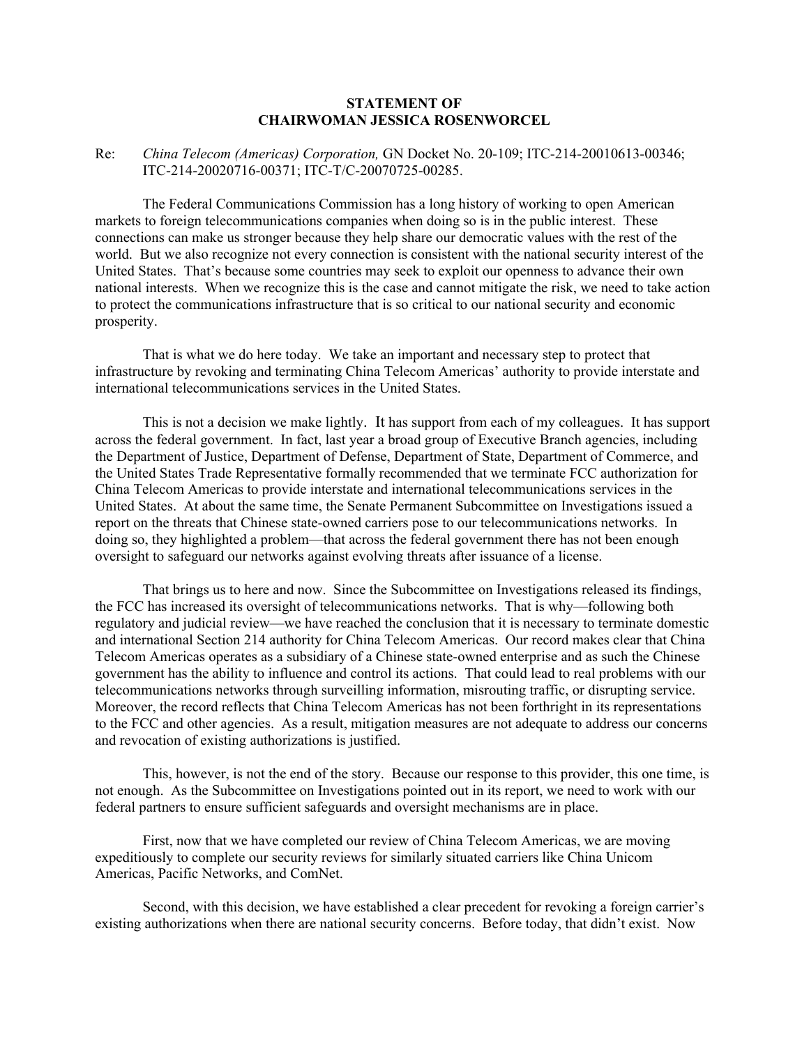**STATEMENT OF**
**CHAIRWOMAN JESSICA ROSENWORCEL**

Re: *China Telecom (Americas) Corporation,* GN Docket No. 20-109; ITC-214-20010613-00346; ITC-214-20020716-00371; ITC-T/C-20070725-00285.

The Federal Communications Commission has a long history of working to open American markets to foreign telecommunications companies when doing so is in the public interest. These connections can make us stronger because they help share our democratic values with the rest of the world. But we also recognize not every connection is consistent with the national security interest of the United States. That's because some countries may seek to exploit our openness to advance their own national interests. When we recognize this is the case and cannot mitigate the risk, we need to take action to protect the communications infrastructure that is so critical to our national security and economic prosperity.

That is what we do here today. We take an important and necessary step to protect that infrastructure by revoking and terminating China Telecom Americas' authority to provide interstate and international telecommunications services in the United States.

This is not a decision we make lightly. It has support from each of my colleagues. It has support across the federal government. In fact, last year a broad group of Executive Branch agencies, including the Department of Justice, Department of Defense, Department of State, Department of Commerce, and the United States Trade Representative formally recommended that we terminate FCC authorization for China Telecom Americas to provide interstate and international telecommunications services in the United States. At about the same time, the Senate Permanent Subcommittee on Investigations issued a report on the threats that Chinese state-owned carriers pose to our telecommunications networks. In doing so, they highlighted a problem—that across the federal government there has not been enough oversight to safeguard our networks against evolving threats after issuance of a license.

That brings us to here and now. Since the Subcommittee on Investigations released its findings, the FCC has increased its oversight of telecommunications networks. That is why—following both regulatory and judicial review—we have reached the conclusion that it is necessary to terminate domestic and international Section 214 authority for China Telecom Americas. Our record makes clear that China Telecom Americas operates as a subsidiary of a Chinese state-owned enterprise and as such the Chinese government has the ability to influence and control its actions. That could lead to real problems with our telecommunications networks through surveilling information, misrouting traffic, or disrupting service. Moreover, the record reflects that China Telecom Americas has not been forthright in its representations to the FCC and other agencies. As a result, mitigation measures are not adequate to address our concerns and revocation of existing authorizations is justified.

This, however, is not the end of the story. Because our response to this provider, this one time, is not enough. As the Subcommittee on Investigations pointed out in its report, we need to work with our federal partners to ensure sufficient safeguards and oversight mechanisms are in place.

First, now that we have completed our review of China Telecom Americas, we are moving expeditiously to complete our security reviews for similarly situated carriers like China Unicom Americas, Pacific Networks, and ComNet.

Second, with this decision, we have established a clear precedent for revoking a foreign carrier's existing authorizations when there are national security concerns. Before today, that didn't exist. Now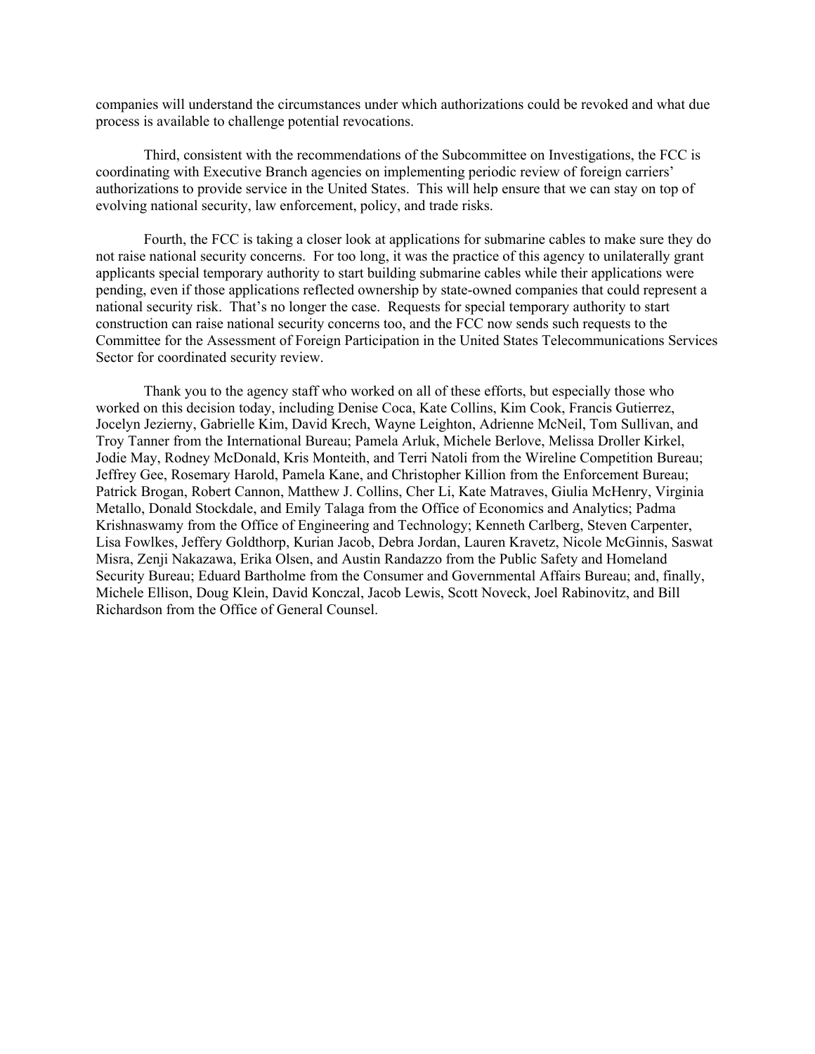companies will understand the circumstances under which authorizations could be revoked and what due process is available to challenge potential revocations.

Third, consistent with the recommendations of the Subcommittee on Investigations, the FCC is coordinating with Executive Branch agencies on implementing periodic review of foreign carriers' authorizations to provide service in the United States. This will help ensure that we can stay on top of evolving national security, law enforcement, policy, and trade risks.

Fourth, the FCC is taking a closer look at applications for submarine cables to make sure they do not raise national security concerns. For too long, it was the practice of this agency to unilaterally grant applicants special temporary authority to start building submarine cables while their applications were pending, even if those applications reflected ownership by state-owned companies that could represent a national security risk. That's no longer the case. Requests for special temporary authority to start construction can raise national security concerns too, and the FCC now sends such requests to the Committee for the Assessment of Foreign Participation in the United States Telecommunications Services Sector for coordinated security review.

Thank you to the agency staff who worked on all of these efforts, but especially those who worked on this decision today, including Denise Coca, Kate Collins, Kim Cook, Francis Gutierrez, Jocelyn Jezierny, Gabrielle Kim, David Krech, Wayne Leighton, Adrienne McNeil, Tom Sullivan, and Troy Tanner from the International Bureau; Pamela Arluk, Michele Berlove, Melissa Droller Kirkel, Jodie May, Rodney McDonald, Kris Monteith, and Terri Natoli from the Wireline Competition Bureau; Jeffrey Gee, Rosemary Harold, Pamela Kane, and Christopher Killion from the Enforcement Bureau; Patrick Brogan, Robert Cannon, Matthew J. Collins, Cher Li, Kate Matraves, Giulia McHenry, Virginia Metallo, Donald Stockdale, and Emily Talaga from the Office of Economics and Analytics; Padma Krishnaswamy from the Office of Engineering and Technology; Kenneth Carlberg, Steven Carpenter, Lisa Fowlkes, Jeffery Goldthorp, Kurian Jacob, Debra Jordan, Lauren Kravetz, Nicole McGinnis, Saswat Misra, Zenji Nakazawa, Erika Olsen, and Austin Randazzo from the Public Safety and Homeland Security Bureau; Eduard Bartholme from the Consumer and Governmental Affairs Bureau; and, finally, Michele Ellison, Doug Klein, David Konczal, Jacob Lewis, Scott Noveck, Joel Rabinovitz, and Bill Richardson from the Office of General Counsel.